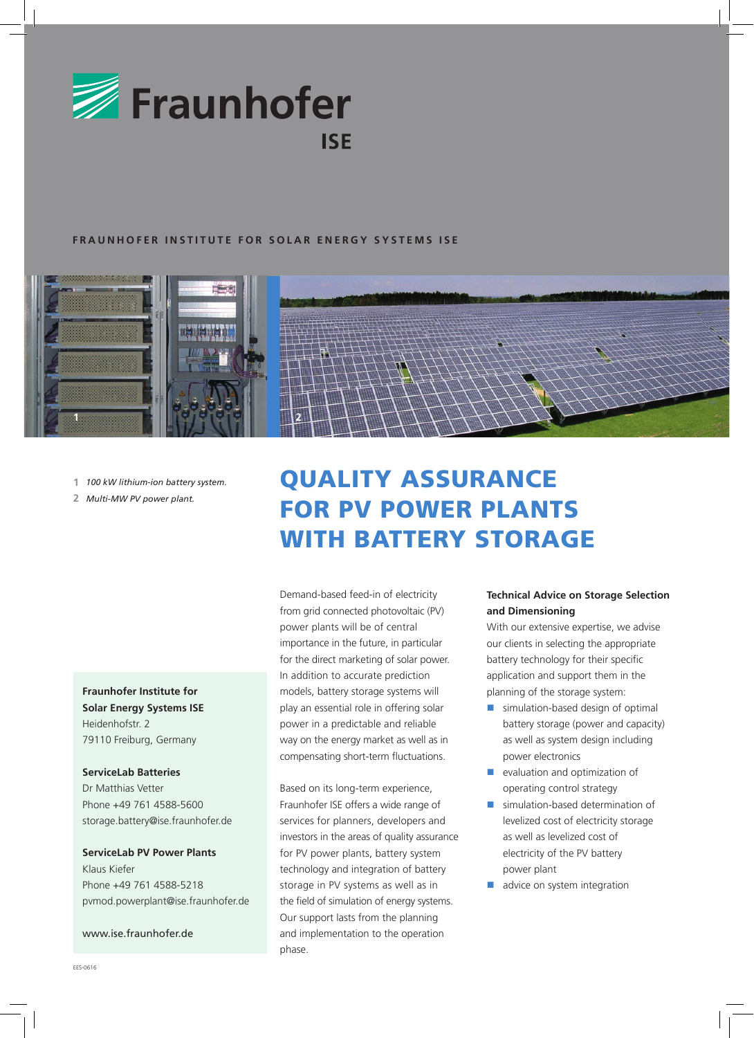Fraunhofer ISE

FRAUNHOFER INSTITUTE FOR SOLAR ENERGY SYSTEMS ISE

1 *100 kW lithium-ion battery system.*

2 *Multi-MW PV power plant.*

# QUALITY ASSURANCE FOR PV POWER PLANTS WITH BATTERY STORAGE

Demand-based feed-in of electricity from grid connected photovoltaic (PV) power plants will be of central importance in the future, in particular for the direct marketing of solar power. In addition to accurate prediction models, battery storage systems will play an essential role in offering solar power in a predictable and reliable way on the energy market as well as in compensating short-term fluctuations.

Based on its long-term experience, Fraunhofer ISE offers a wide range of services for planners, developers and investors in the areas of quality assurance for PV power plants, battery system technology and integration of battery storage in PV systems as well as in the field of simulation of energy systems. Our support lasts from the planning and implementation to the operation phase.

**Technical Advice on Storage Selection and Dimensioning**

With our extensive expertise, we advise our clients in selecting the appropriate battery technology for their specific application and support them in the planning of the storage system:

- simulation-based design of optimal battery storage (power and capacity) as well as system design including power electronics
- evaluation and optimization of operating control strategy
- simulation-based determination of levelized cost of electricity storage as well as levelized cost of electricity of the PV battery power plant
- advice on system integration

**Fraunhofer Institute for Solar Energy Systems ISE**
Heidenhofstr. 2
79110 Freiburg, Germany

**ServiceLab Batteries**
Dr Matthias Vetter
Phone +49 761 4588-5600
storage.battery@ise.fraunhofer.de

**ServiceLab PV Power Plants**
Klaus Kiefer
Phone +49 761 4588-5218
pvmod.powerplant@ise.fraunhofer.de

www.ise.fraunhofer.de

EES-0616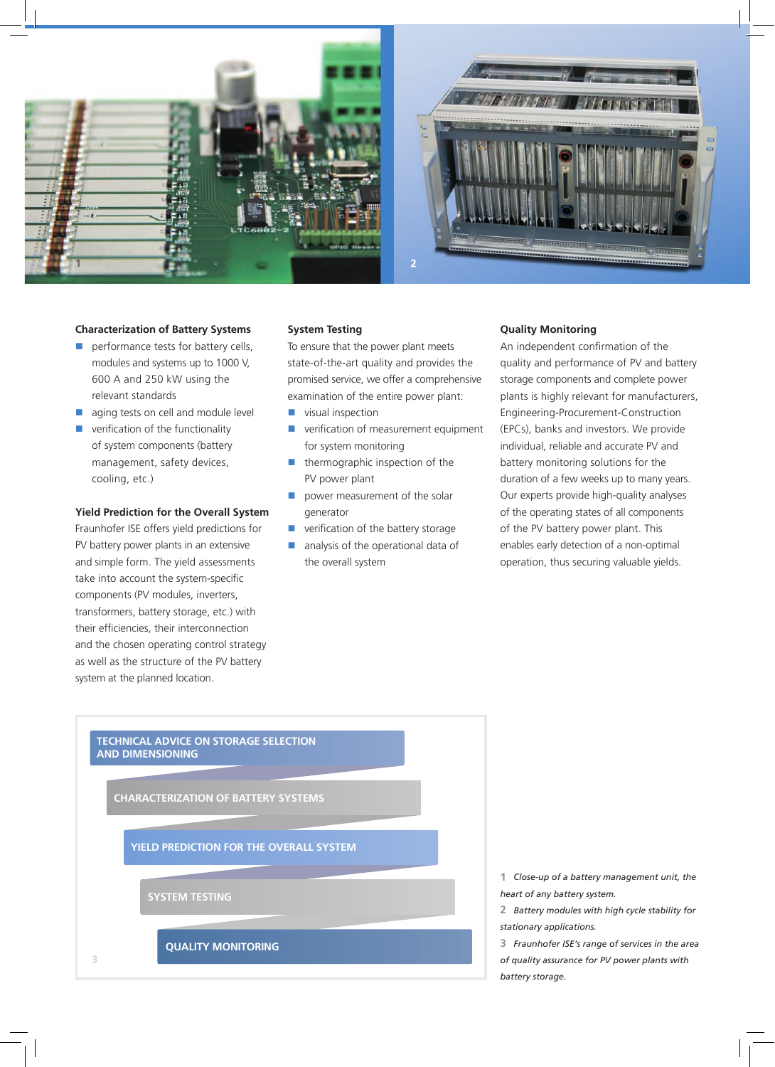### Characterization of Battery Systems

- performance tests for battery cells, modules and systems up to 1000 V, 600 A and 250 kW using the relevant standards
- aging tests on cell and module level
- verification of the functionality of system components (battery management, safety devices, cooling, etc.)

### Yield Prediction for the Overall System

Fraunhofer ISE offers yield predictions for PV battery power plants in an extensive and simple form. The yield assessments take into account the system-specific components (PV modules, inverters, transformers, battery storage, etc.) with their efficiencies, their interconnection and the chosen operating control strategy as well as the structure of the PV battery system at the planned location.

### System Testing

To ensure that the power plant meets state-of-the-art quality and provides the promised service, we offer a comprehensive examination of the entire power plant:

- visual inspection
- verification of measurement equipment for system monitoring
- thermographic inspection of the PV power plant
- power measurement of the solar generator
- verification of the battery storage
- analysis of the operational data of the overall system

### Quality Monitoring

An independent confirmation of the quality and performance of PV and battery storage components and complete power plants is highly relevant for manufacturers, Engineering-Procurement-Construction (EPCs), banks and investors. We provide individual, reliable and accurate PV and battery monitoring solutions for the duration of a few weeks up to many years. Our experts provide high-quality analyses of the operating states of all components of the PV battery power plant. This enables early detection of a non-optimal operation, thus securing valuable yields.

TECHNICAL ADVICE ON STORAGE SELECTION AND DIMENSIONING

CHARACTERIZATION OF BATTERY SYSTEMS

YIELD PREDICTION FOR THE OVERALL SYSTEM

SYSTEM TESTING

QUALITY MONITORING

*1 Close-up of a battery management unit, the heart of any battery system.*

*2 Battery modules with high cycle stability for stationary applications.*

*3 Fraunhofer ISE's range of services in the area of quality assurance for PV power plants with battery storage.*